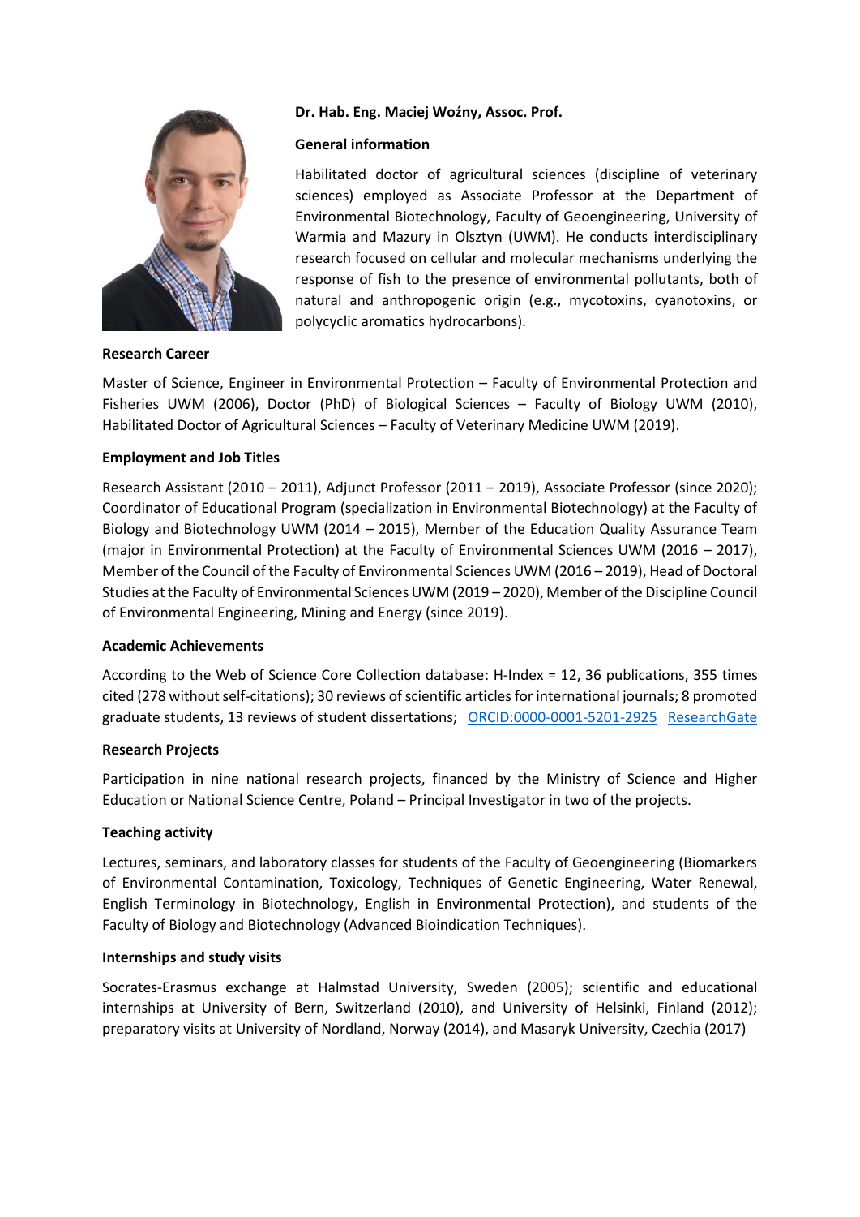**Dr. Hab. Eng. Maciej Woźny, Assoc. Prof.**

**General information**

Habilitated doctor of agricultural sciences (discipline of veterinary sciences) employed as Associate Professor at the Department of Environmental Biotechnology, Faculty of Geoengineering, University of Warmia and Mazury in Olsztyn (UWM). He conducts interdisciplinary research focused on cellular and molecular mechanisms underlying the response of fish to the presence of environmental pollutants, both of natural and anthropogenic origin (e.g., mycotoxins, cyanotoxins, or polycyclic aromatics hydrocarbons).

**Research Career**

Master of Science, Engineer in Environmental Protection – Faculty of Environmental Protection and Fisheries UWM (2006), Doctor (PhD) of Biological Sciences – Faculty of Biology UWM (2010), Habilitated Doctor of Agricultural Sciences – Faculty of Veterinary Medicine UWM (2019).

**Employment and Job Titles**

Research Assistant (2010 – 2011), Adjunct Professor (2011 – 2019), Associate Professor (since 2020); Coordinator of Educational Program (specialization in Environmental Biotechnology) at the Faculty of Biology and Biotechnology UWM (2014 – 2015), Member of the Education Quality Assurance Team (major in Environmental Protection) at the Faculty of Environmental Sciences UWM (2016 – 2017), Member of the Council of the Faculty of Environmental Sciences UWM (2016 – 2019), Head of Doctoral Studies at the Faculty of Environmental Sciences UWM (2019 – 2020), Member of the Discipline Council of Environmental Engineering, Mining and Energy (since 2019).

**Academic Achievements**

According to the Web of Science Core Collection database: H-Index = 12, 36 publications, 355 times cited (278 without self-citations); 30 reviews of scientific articles for international journals; 8 promoted graduate students, 13 reviews of student dissertations; ORCID:0000-0001-5201-2925 ResearchGate

**Research Projects**

Participation in nine national research projects, financed by the Ministry of Science and Higher Education or National Science Centre, Poland – Principal Investigator in two of the projects.

**Teaching activity**

Lectures, seminars, and laboratory classes for students of the Faculty of Geoengineering (Biomarkers of Environmental Contamination, Toxicology, Techniques of Genetic Engineering, Water Renewal, English Terminology in Biotechnology, English in Environmental Protection), and students of the Faculty of Biology and Biotechnology (Advanced Bioindication Techniques).

**Internships and study visits**

Socrates-Erasmus exchange at Halmstad University, Sweden (2005); scientific and educational internships at University of Bern, Switzerland (2010), and University of Helsinki, Finland (2012); preparatory visits at University of Nordland, Norway (2014), and Masaryk University, Czechia (2017)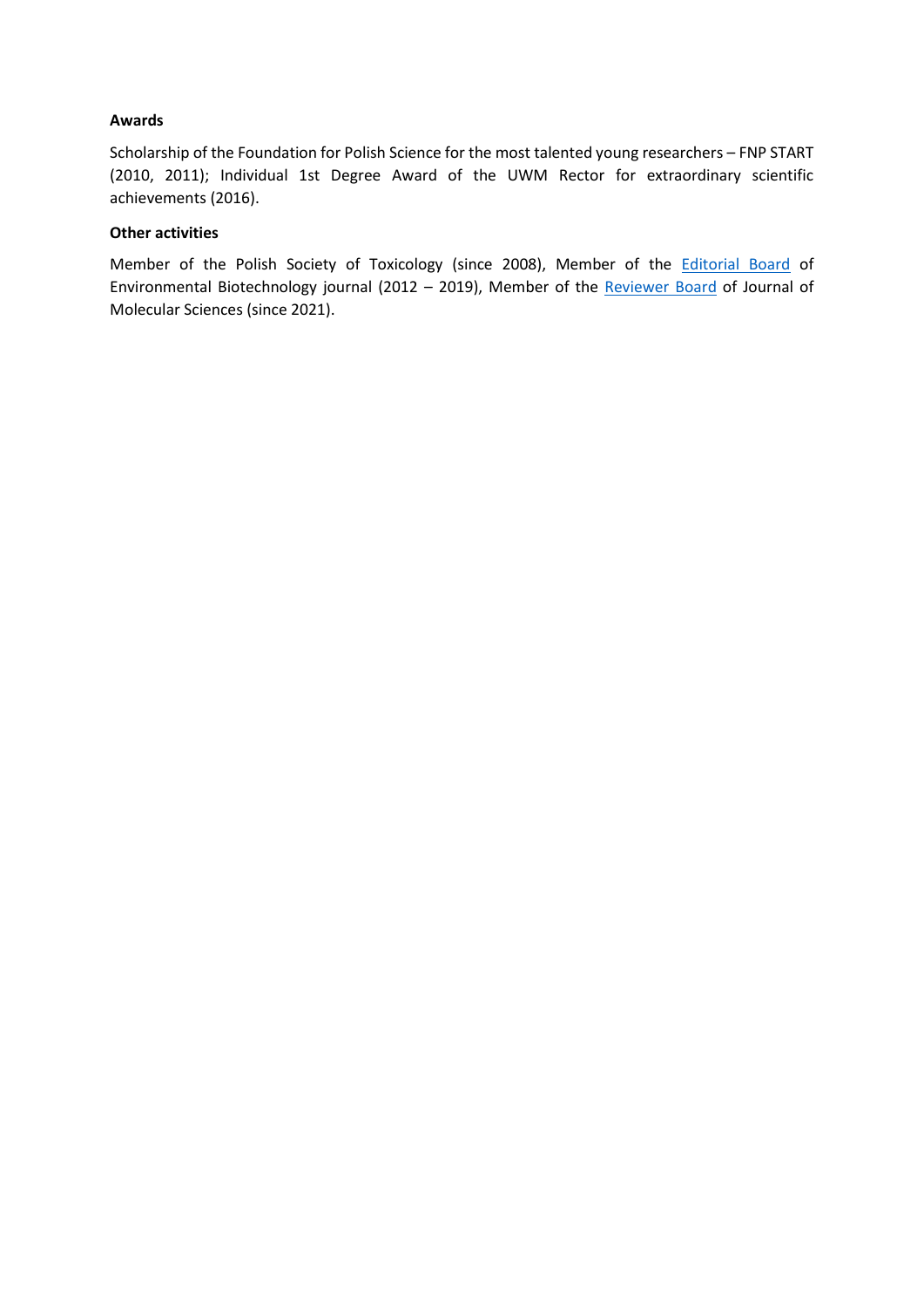**Awards**

Scholarship of the Foundation for Polish Science for the most talented young researchers – FNP START (2010, 2011); Individual 1st Degree Award of the UWM Rector for extraordinary scientific achievements (2016).

**Other activities**

Member of the Polish Society of Toxicology (since 2008), Member of the Editorial Board of Environmental Biotechnology journal (2012 – 2019), Member of the Reviewer Board of Journal of Molecular Sciences (since 2021).